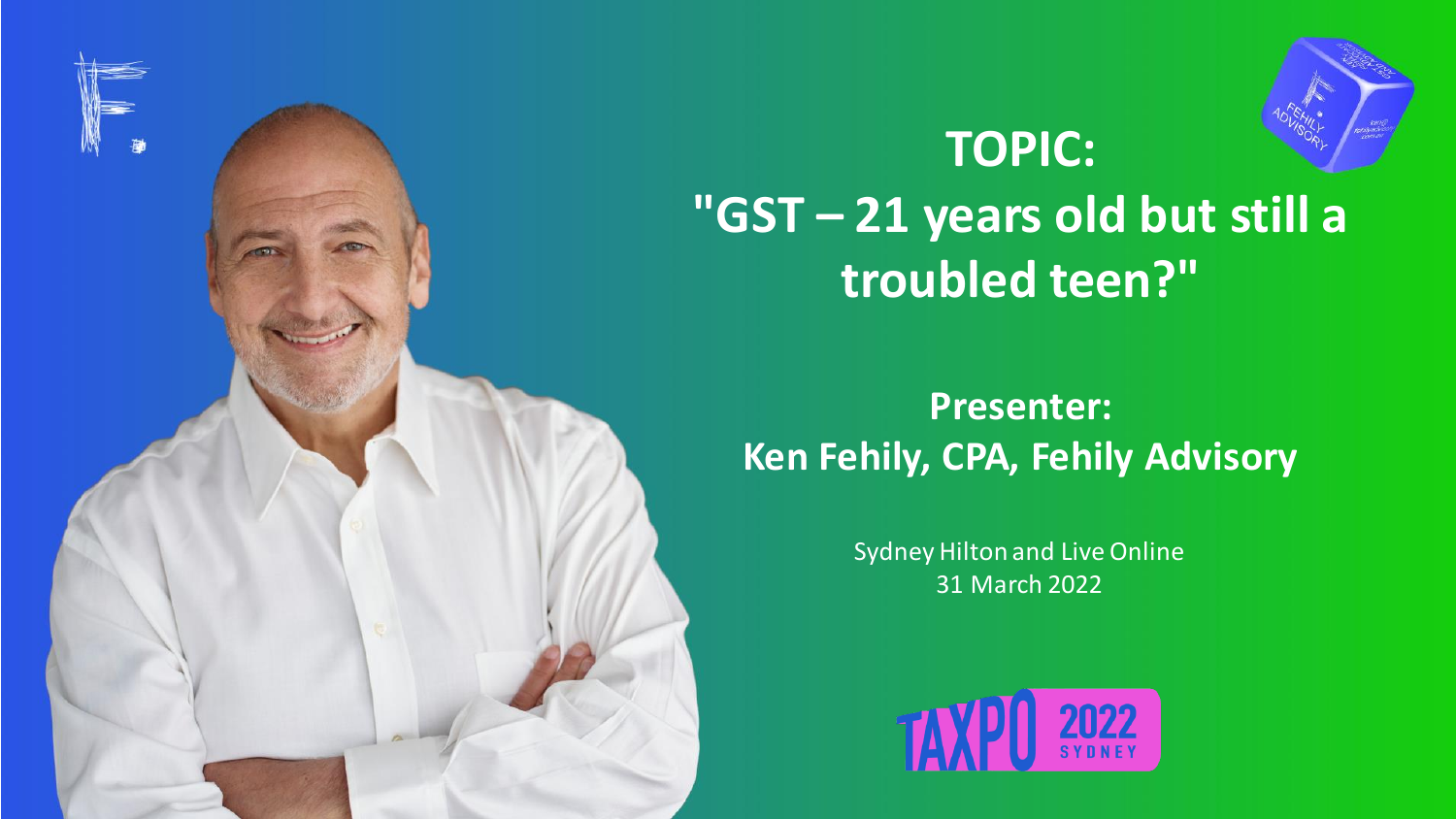# TOPIC:
# "GST – 21 years old but still a troubled teen?"

## Presenter:
## Ken Fehily, CPA, Fehily Advisory

Sydney Hilton and Live Online
31 March 2022

TAXPO 2022 SYDNEY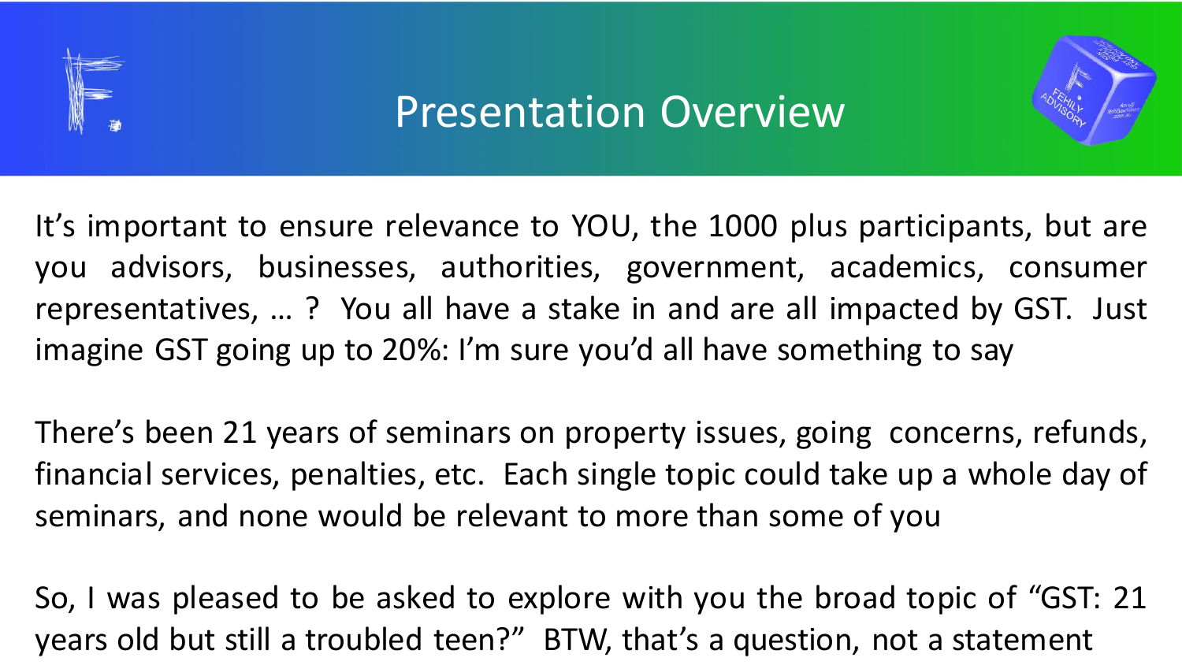# Presentation Overview

It's important to ensure relevance to YOU, the 1000 plus participants, but are you advisors, businesses, authorities, government, academics, consumer representatives, … ? You all have a stake in and are all impacted by GST. Just imagine GST going up to 20%: I'm sure you'd all have something to say

There's been 21 years of seminars on property issues, going concerns, refunds, financial services, penalties, etc. Each single topic could take up a whole day of seminars, and none would be relevant to more than some of you

So, I was pleased to be asked to explore with you the broad topic of "GST: 21 years old but still a troubled teen?" BTW, that's a question, not a statement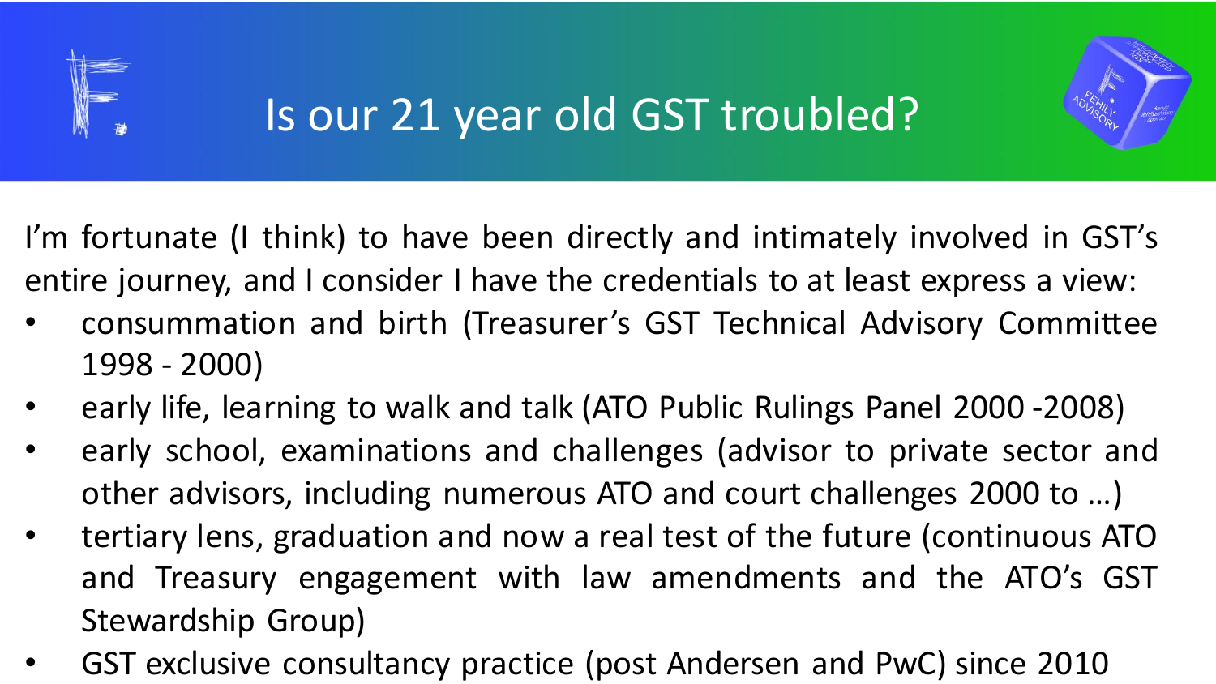# Is our 21 year old GST troubled?

I'm fortunate (I think) to have been directly and intimately involved in GST's entire journey, and I consider I have the credentials to at least express a view:

- consummation and birth (Treasurer's GST Technical Advisory Committee 1998 - 2000)
- early life, learning to walk and talk (ATO Public Rulings Panel 2000 -2008)
- early school, examinations and challenges (advisor to private sector and other advisors, including numerous ATO and court challenges 2000 to …)
- tertiary lens, graduation and now a real test of the future (continuous ATO and Treasury engagement with law amendments and the ATO's GST Stewardship Group)
- GST exclusive consultancy practice (post Andersen and PwC) since 2010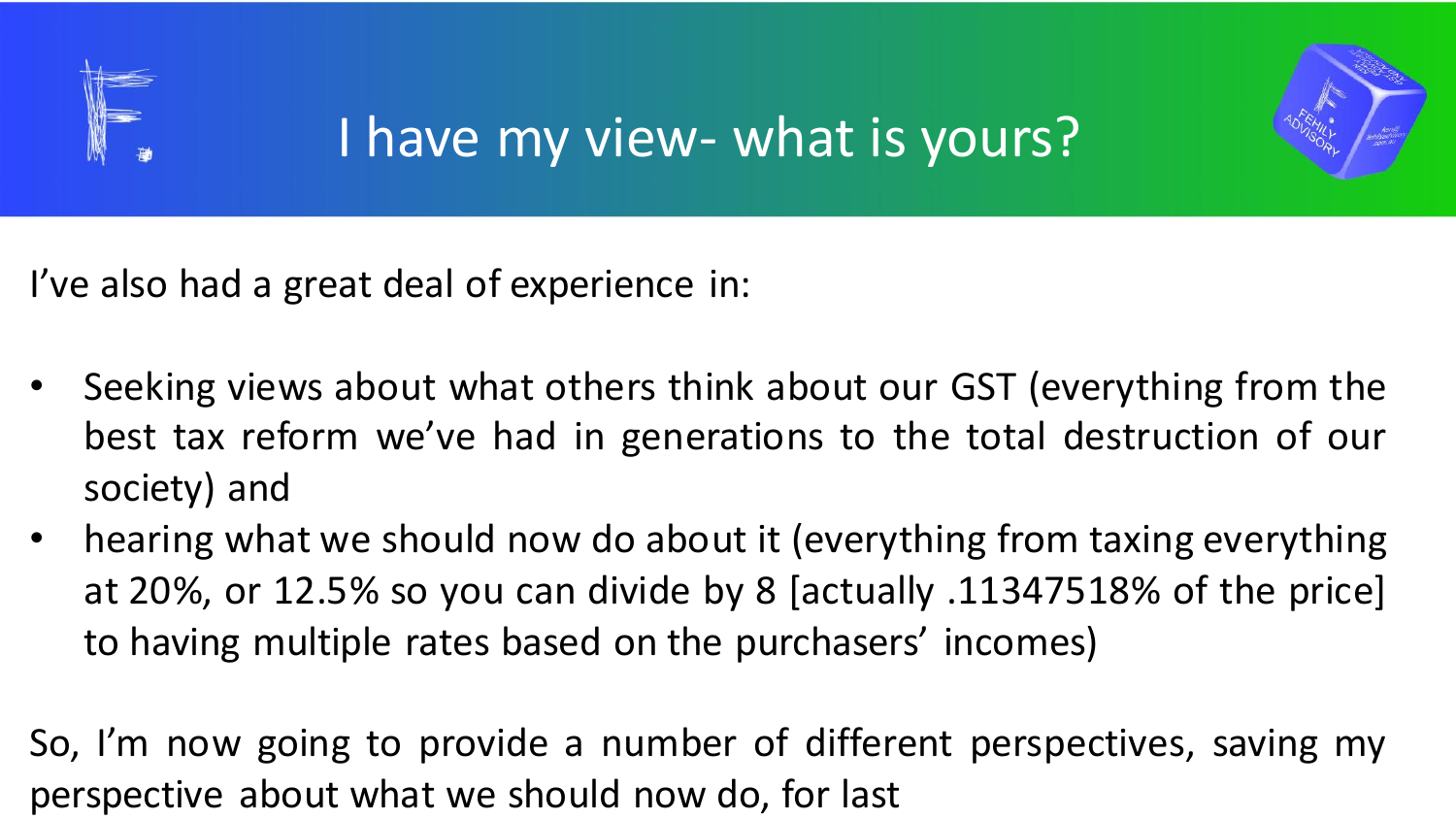# I have my view- what is yours?

I've also had a great deal of experience in:

- Seeking views about what others think about our GST (everything from the best tax reform we've had in generations to the total destruction of our society) and
- hearing what we should now do about it (everything from taxing everything at 20%, or 12.5% so you can divide by 8 [actually .11347518% of the price] to having multiple rates based on the purchasers' incomes)

So, I'm now going to provide a number of different perspectives, saving my perspective about what we should now do, for last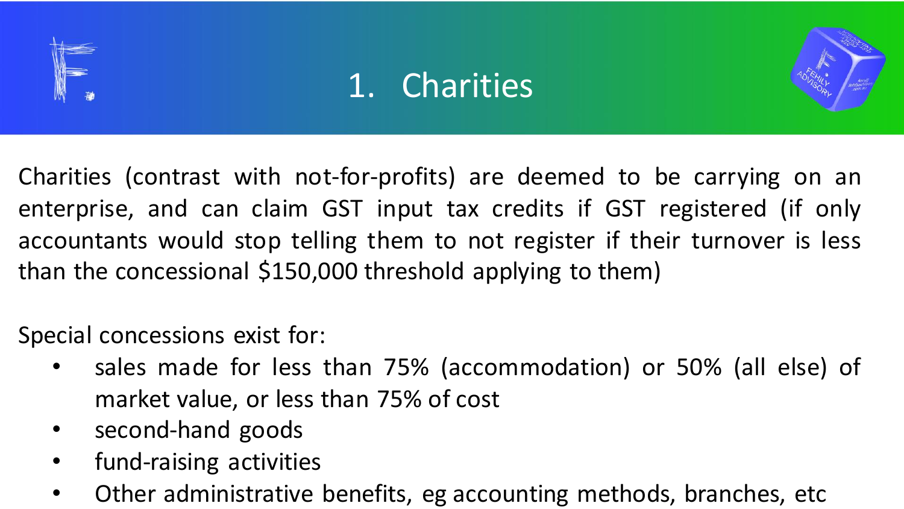# 1. Charities

Charities (contrast with not-for-profits) are deemed to be carrying on an enterprise, and can claim GST input tax credits if GST registered (if only accountants would stop telling them to not register if their turnover is less than the concessional $150,000 threshold applying to them)

Special concessions exist for:

- sales made for less than 75% (accommodation) or 50% (all else) of market value, or less than 75% of cost
- second-hand goods
- fund-raising activities
- Other administrative benefits, eg accounting methods, branches, etc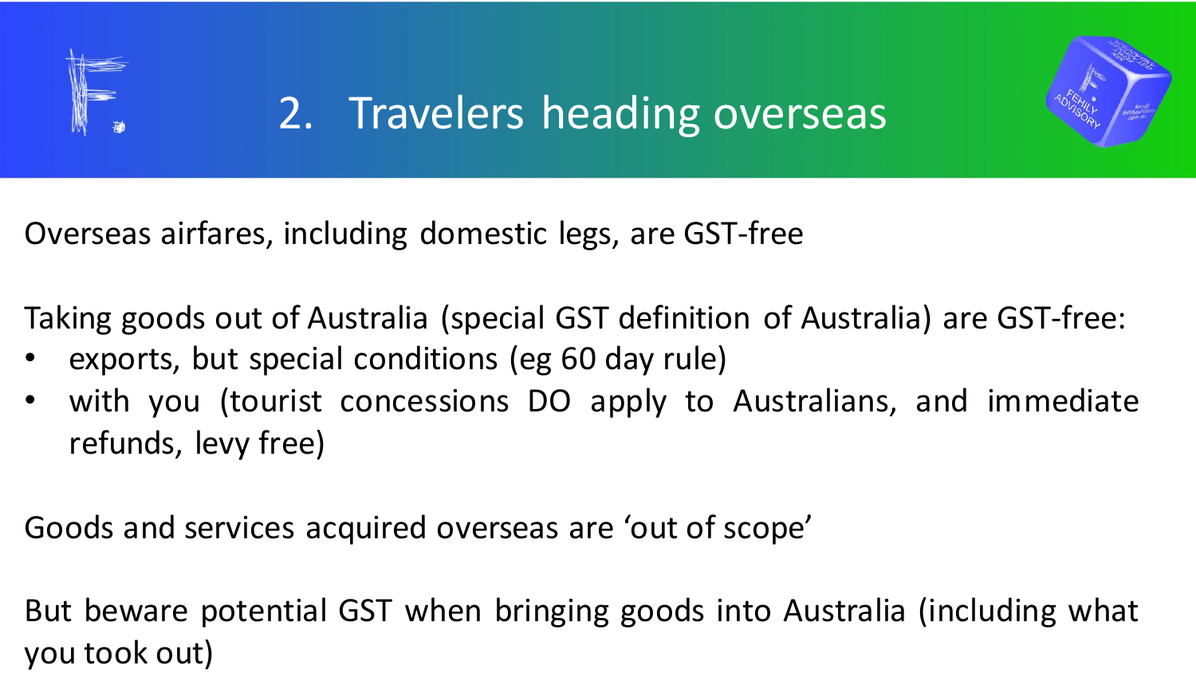# 2. Travelers heading overseas

Overseas airfares, including domestic legs, are GST-free

Taking goods out of Australia (special GST definition of Australia) are GST-free:

- exports, but special conditions (eg 60 day rule)
- with you (tourist concessions DO apply to Australians, and immediate refunds, levy free)

Goods and services acquired overseas are 'out of scope'

But beware potential GST when bringing goods into Australia (including what you took out)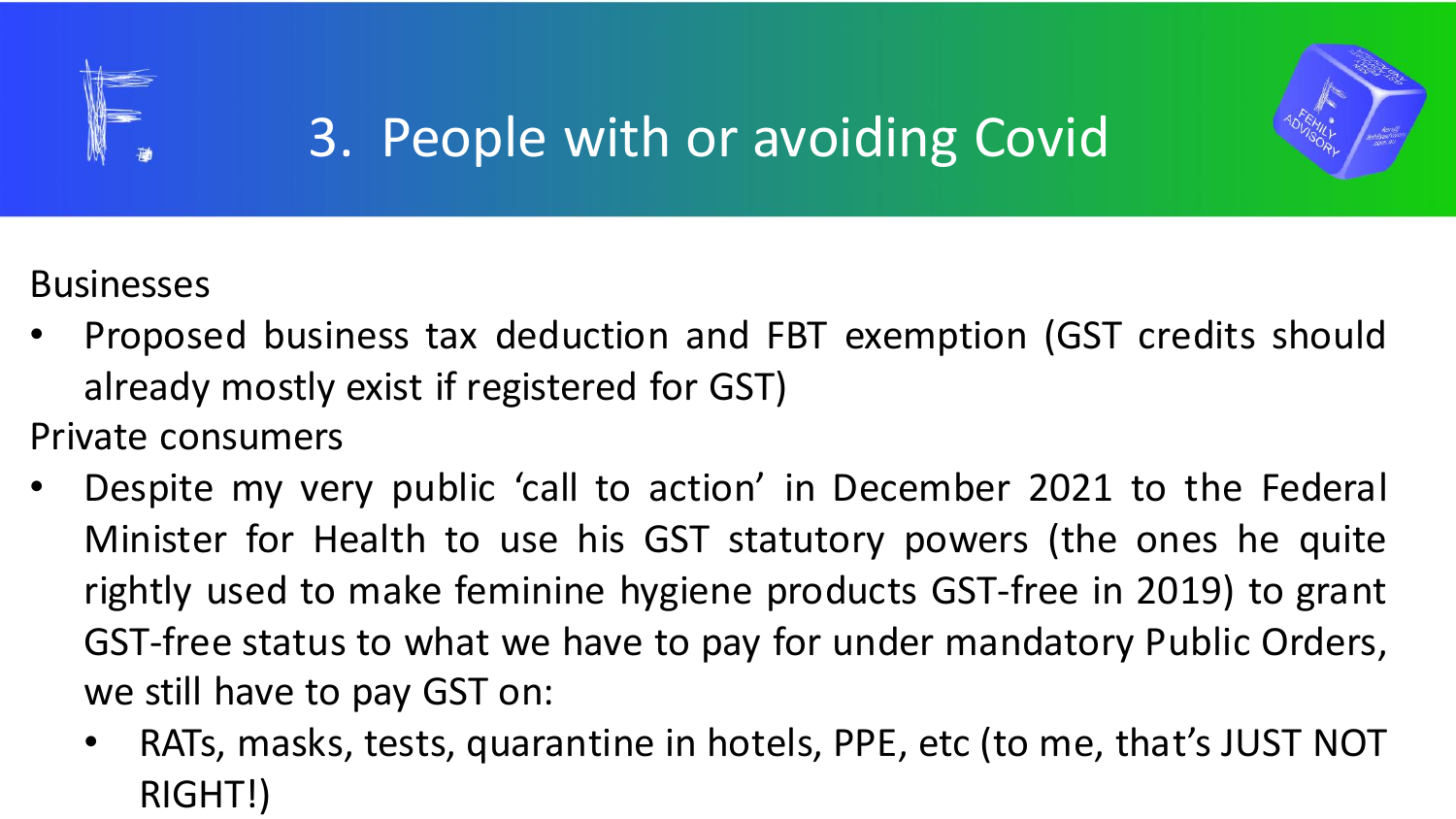# 3. People with or avoiding Covid

Businesses

- Proposed business tax deduction and FBT exemption (GST credits should already mostly exist if registered for GST)

Private consumers

- Despite my very public ‘call to action’ in December 2021 to the Federal Minister for Health to use his GST statutory powers (the ones he quite rightly used to make feminine hygiene products GST-free in 2019) to grant GST-free status to what we have to pay for under mandatory Public Orders, we still have to pay GST on:
  - RATs, masks, tests, quarantine in hotels, PPE, etc (to me, that’s JUST NOT RIGHT!)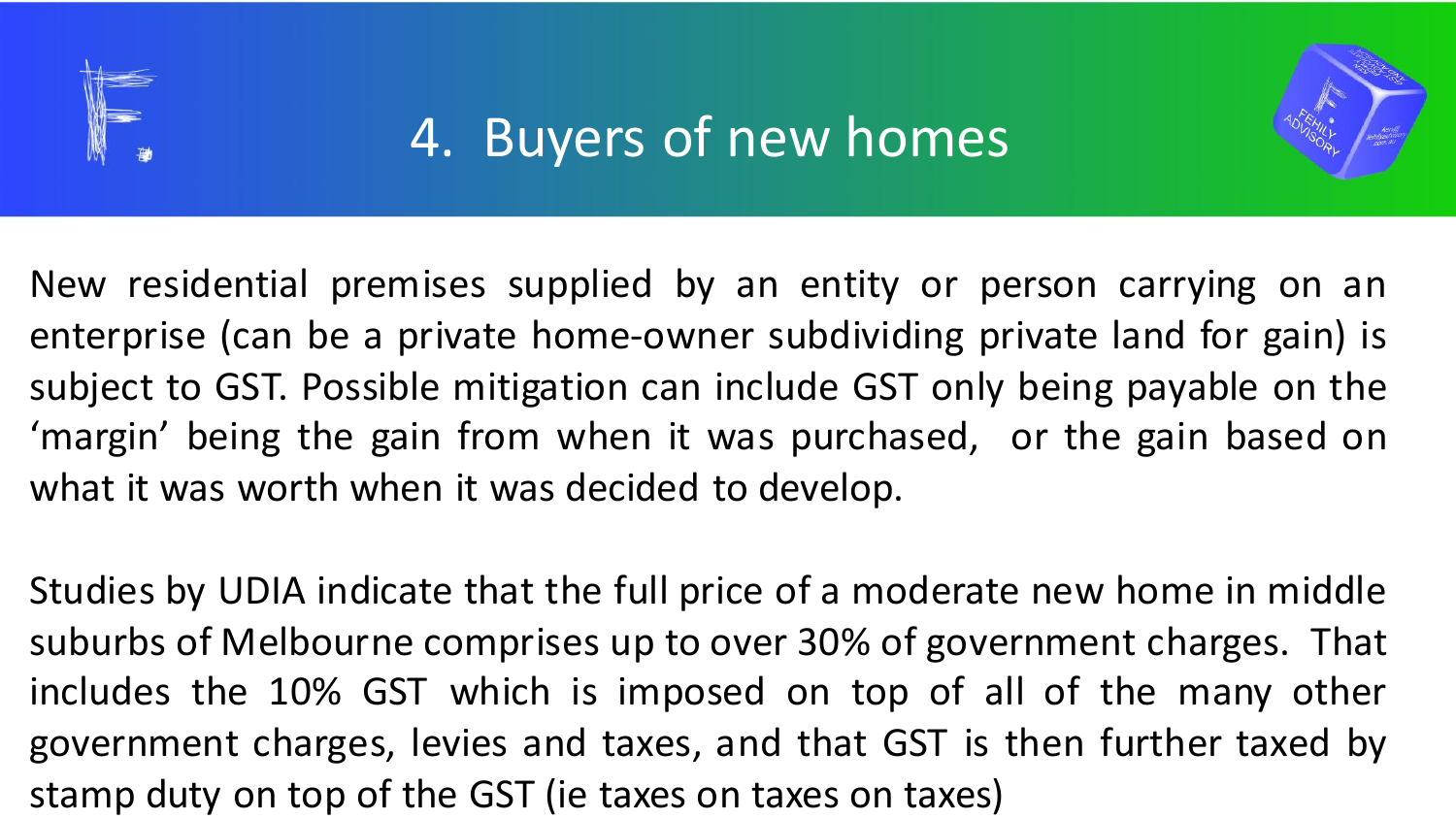# 4. Buyers of new homes

New residential premises supplied by an entity or person carrying on an enterprise (can be a private home-owner subdividing private land for gain) is subject to GST. Possible mitigation can include GST only being payable on the 'margin' being the gain from when it was purchased, or the gain based on what it was worth when it was decided to develop.

Studies by UDIA indicate that the full price of a moderate new home in middle suburbs of Melbourne comprises up to over 30% of government charges. That includes the 10% GST which is imposed on top of all of the many other government charges, levies and taxes, and that GST is then further taxed by stamp duty on top of the GST (ie taxes on taxes on taxes)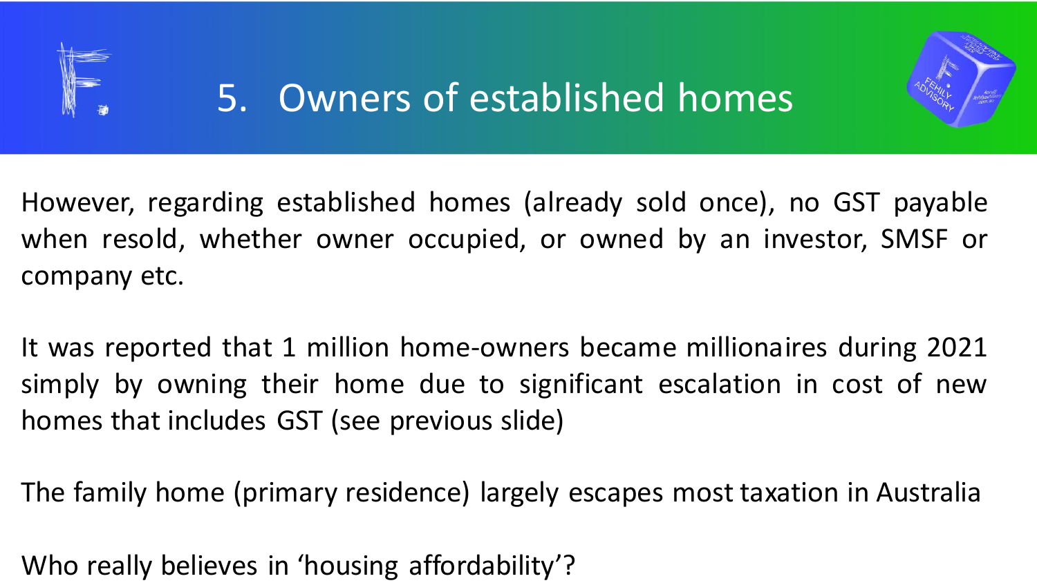# 5. Owners of established homes

However, regarding established homes (already sold once), no GST payable when resold, whether owner occupied, or owned by an investor, SMSF or company etc.

It was reported that 1 million home-owners became millionaires during 2021 simply by owning their home due to significant escalation in cost of new homes that includes GST (see previous slide)

The family home (primary residence) largely escapes most taxation in Australia

Who really believes in 'housing affordability'?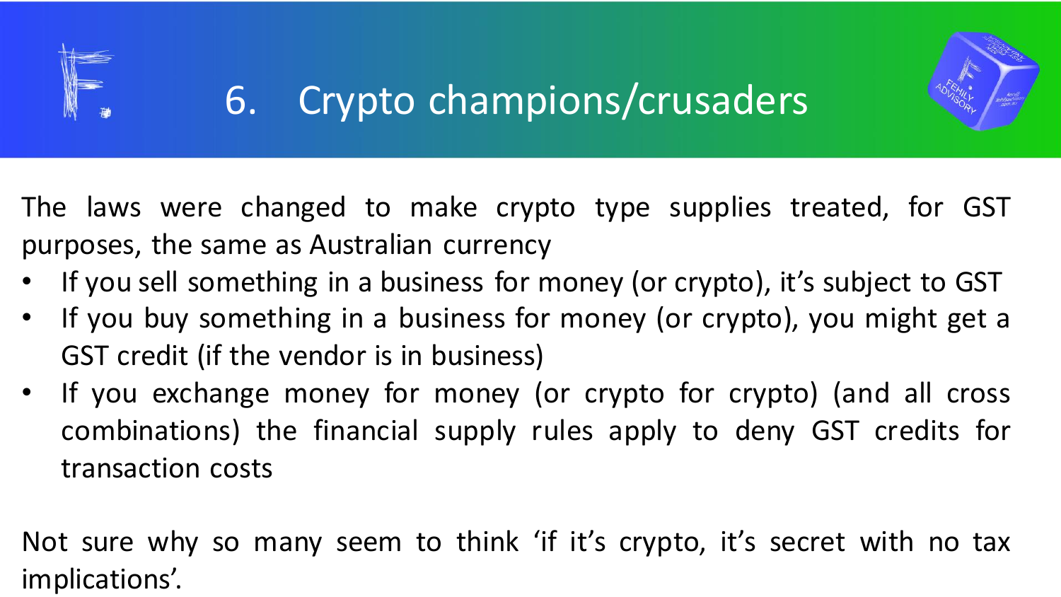# 6. Crypto champions/crusaders

The laws were changed to make crypto type supplies treated, for GST purposes, the same as Australian currency

- If you sell something in a business for money (or crypto), it's subject to GST
- If you buy something in a business for money (or crypto), you might get a GST credit (if the vendor is in business)
- If you exchange money for money (or crypto for crypto) (and all cross combinations) the financial supply rules apply to deny GST credits for transaction costs

Not sure why so many seem to think 'if it's crypto, it's secret with no tax implications'.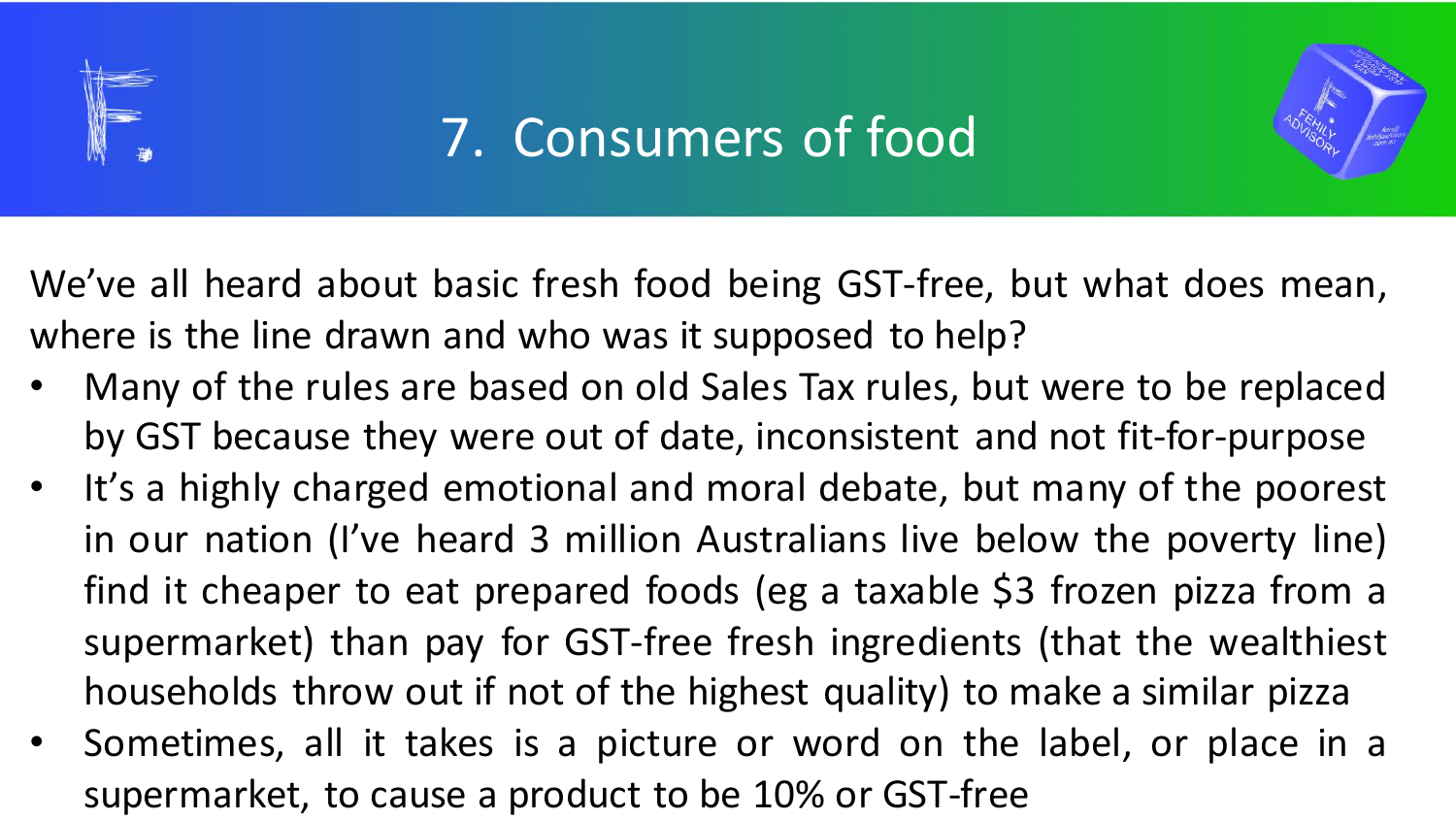# 7. Consumers of food

We've all heard about basic fresh food being GST-free, but what does mean, where is the line drawn and who was it supposed to help?

- Many of the rules are based on old Sales Tax rules, but were to be replaced by GST because they were out of date, inconsistent and not fit-for-purpose
- It's a highly charged emotional and moral debate, but many of the poorest in our nation (I've heard 3 million Australians live below the poverty line) find it cheaper to eat prepared foods (eg a taxable $3 frozen pizza from a supermarket) than pay for GST-free fresh ingredients (that the wealthiest households throw out if not of the highest quality) to make a similar pizza
- Sometimes, all it takes is a picture or word on the label, or place in a supermarket, to cause a product to be 10% or GST-free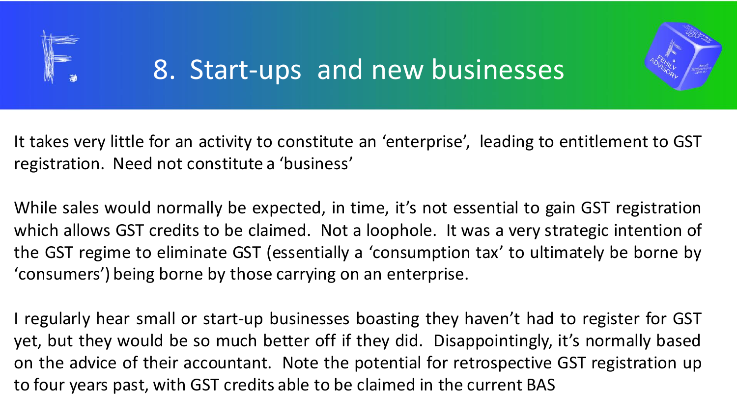# 8. Start-ups and new businesses

It takes very little for an activity to constitute an 'enterprise', leading to entitlement to GST registration. Need not constitute a 'business'

While sales would normally be expected, in time, it's not essential to gain GST registration which allows GST credits to be claimed. Not a loophole. It was a very strategic intention of the GST regime to eliminate GST (essentially a 'consumption tax' to ultimately be borne by 'consumers') being borne by those carrying on an enterprise.

I regularly hear small or start-up businesses boasting they haven't had to register for GST yet, but they would be so much better off if they did. Disappointingly, it's normally based on the advice of their accountant. Note the potential for retrospective GST registration up to four years past, with GST credits able to be claimed in the current BAS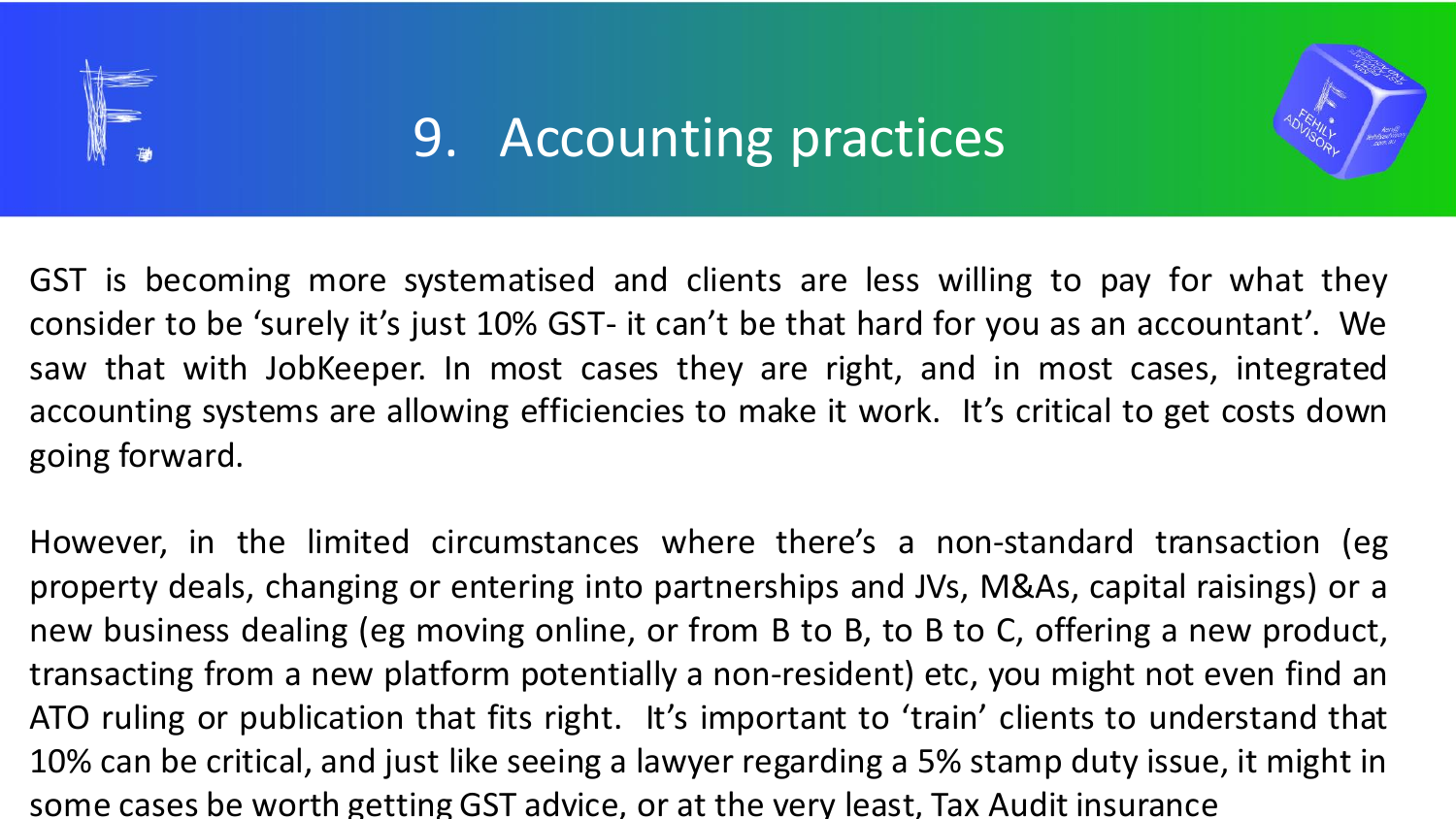# 9. Accounting practices

GST is becoming more systematised and clients are less willing to pay for what they consider to be 'surely it's just 10% GST- it can't be that hard for you as an accountant'. We saw that with JobKeeper. In most cases they are right, and in most cases, integrated accounting systems are allowing efficiencies to make it work. It's critical to get costs down going forward.

However, in the limited circumstances where there's a non-standard transaction (eg property deals, changing or entering into partnerships and JVs, M&As, capital raisings) or a new business dealing (eg moving online, or from B to B, to B to C, offering a new product, transacting from a new platform potentially a non-resident) etc, you might not even find an ATO ruling or publication that fits right. It's important to 'train' clients to understand that 10% can be critical, and just like seeing a lawyer regarding a 5% stamp duty issue, it might in some cases be worth getting GST advice, or at the very least, Tax Audit insurance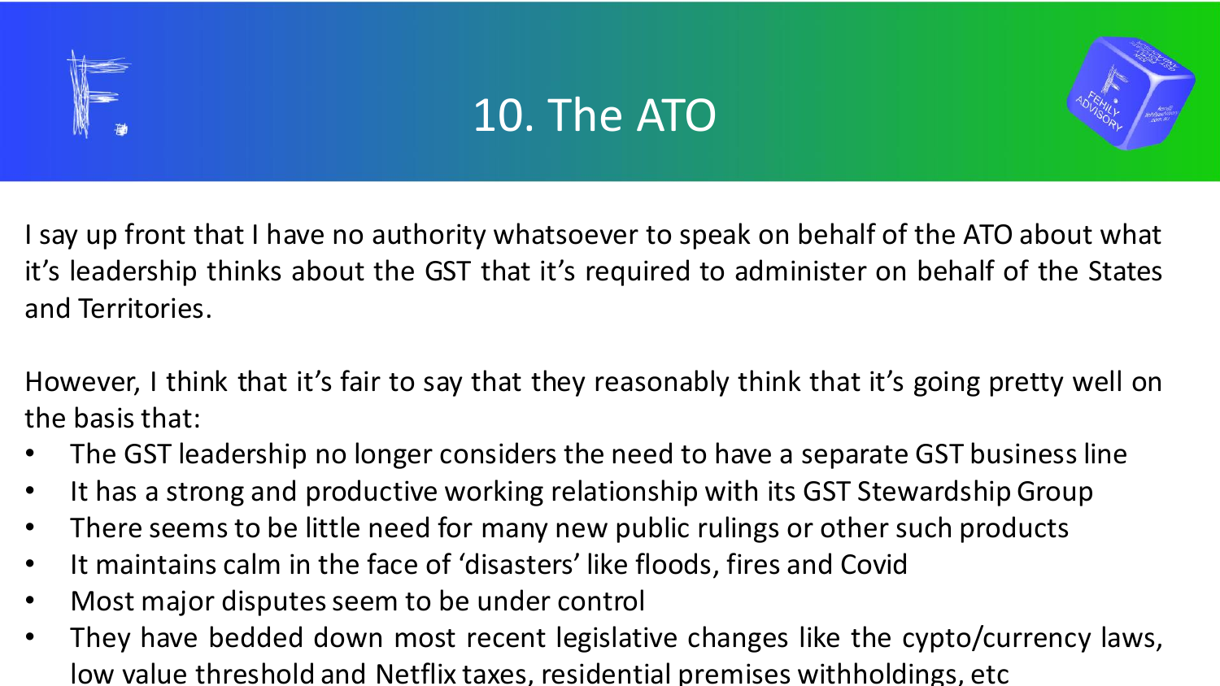# 10. The ATO

I say up front that I have no authority whatsoever to speak on behalf of the ATO about what it's leadership thinks about the GST that it's required to administer on behalf of the States and Territories.

However, I think that it's fair to say that they reasonably think that it's going pretty well on the basis that:

- The GST leadership no longer considers the need to have a separate GST business line
- It has a strong and productive working relationship with its GST Stewardship Group
- There seems to be little need for many new public rulings or other such products
- It maintains calm in the face of 'disasters' like floods, fires and Covid
- Most major disputes seem to be under control
- They have bedded down most recent legislative changes like the cypto/currency laws, low value threshold and Netflix taxes, residential premises withholdings, etc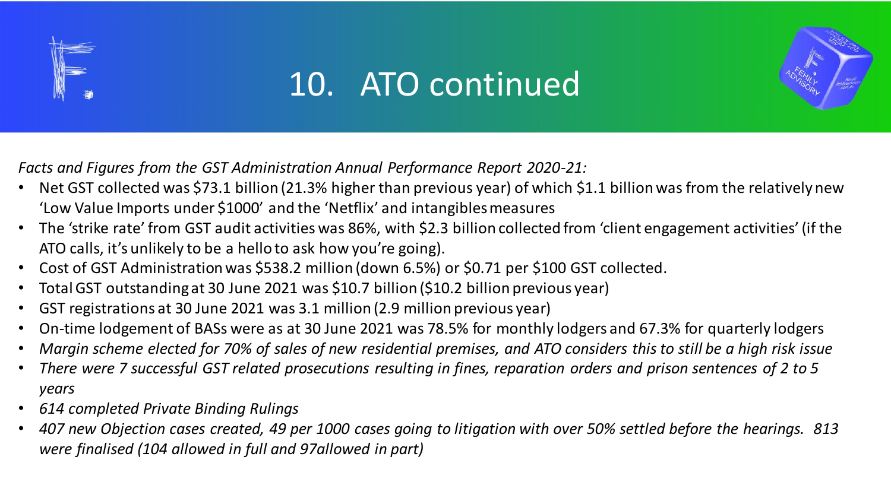# 10. ATO continued

*Facts and Figures from the GST Administration Annual Performance Report 2020-21:*

- Net GST collected was $73.1 billion (21.3% higher than previous year) of which $1.1 billion was from the relatively new 'Low Value Imports under $1000' and the 'Netflix' and intangibles measures
- The 'strike rate' from GST audit activities was 86%, with $2.3 billion collected from 'client engagement activities' (if the ATO calls, it's unlikely to be a hello to ask how you're going).
- Cost of GST Administration was $538.2 million (down 6.5%) or $0.71 per $100 GST collected.
- Total GST outstanding at 30 June 2021 was $10.7 billion ($10.2 billion previous year)
- GST registrations at 30 June 2021 was 3.1 million (2.9 million previous year)
- On-time lodgement of BASs were as at 30 June 2021 was 78.5% for monthly lodgers and 67.3% for quarterly lodgers
- *Margin scheme elected for 70% of sales of new residential premises, and ATO considers this to still be a high risk issue*
- *There were 7 successful GST related prosecutions resulting in fines, reparation orders and prison sentences of 2 to 5 years*
- *614 completed Private Binding Rulings*
- *407 new Objection cases created, 49 per 1000 cases going to litigation with over 50% settled before the hearings. 813 were finalised (104 allowed in full and 97allowed in part)*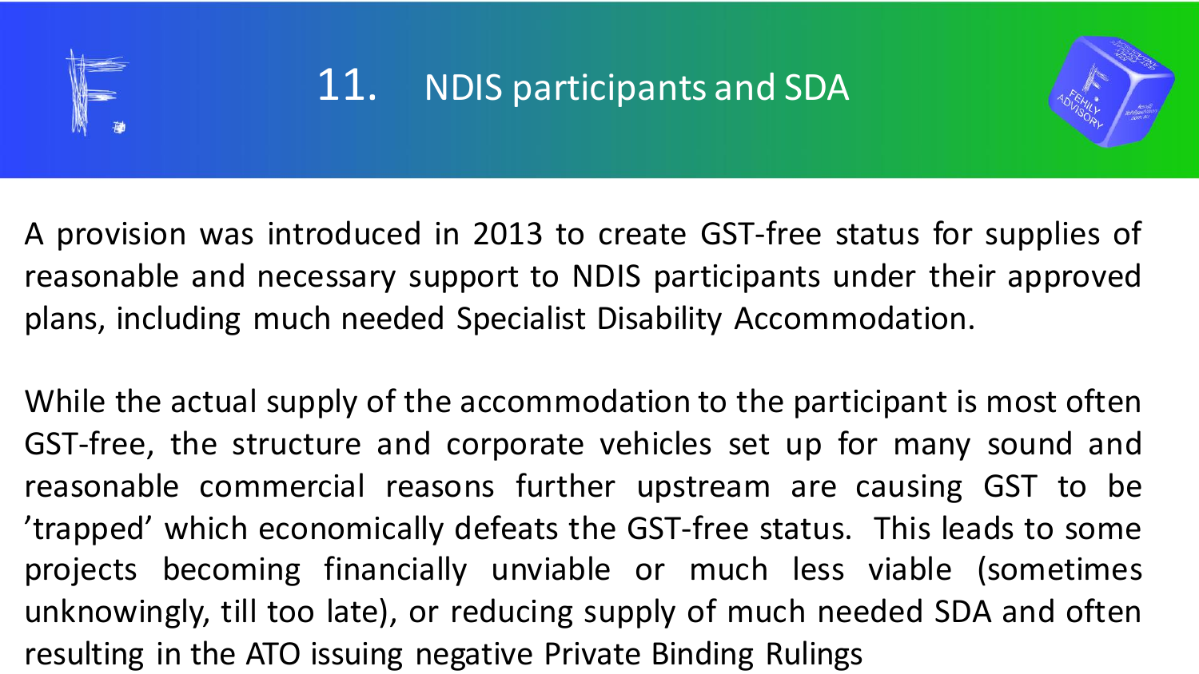# 11. NDIS participants and SDA

A provision was introduced in 2013 to create GST-free status for supplies of reasonable and necessary support to NDIS participants under their approved plans, including much needed Specialist Disability Accommodation.

While the actual supply of the accommodation to the participant is most often GST-free, the structure and corporate vehicles set up for many sound and reasonable commercial reasons further upstream are causing GST to be 'trapped' which economically defeats the GST-free status. This leads to some projects becoming financially unviable or much less viable (sometimes unknowingly, till too late), or reducing supply of much needed SDA and often resulting in the ATO issuing negative Private Binding Rulings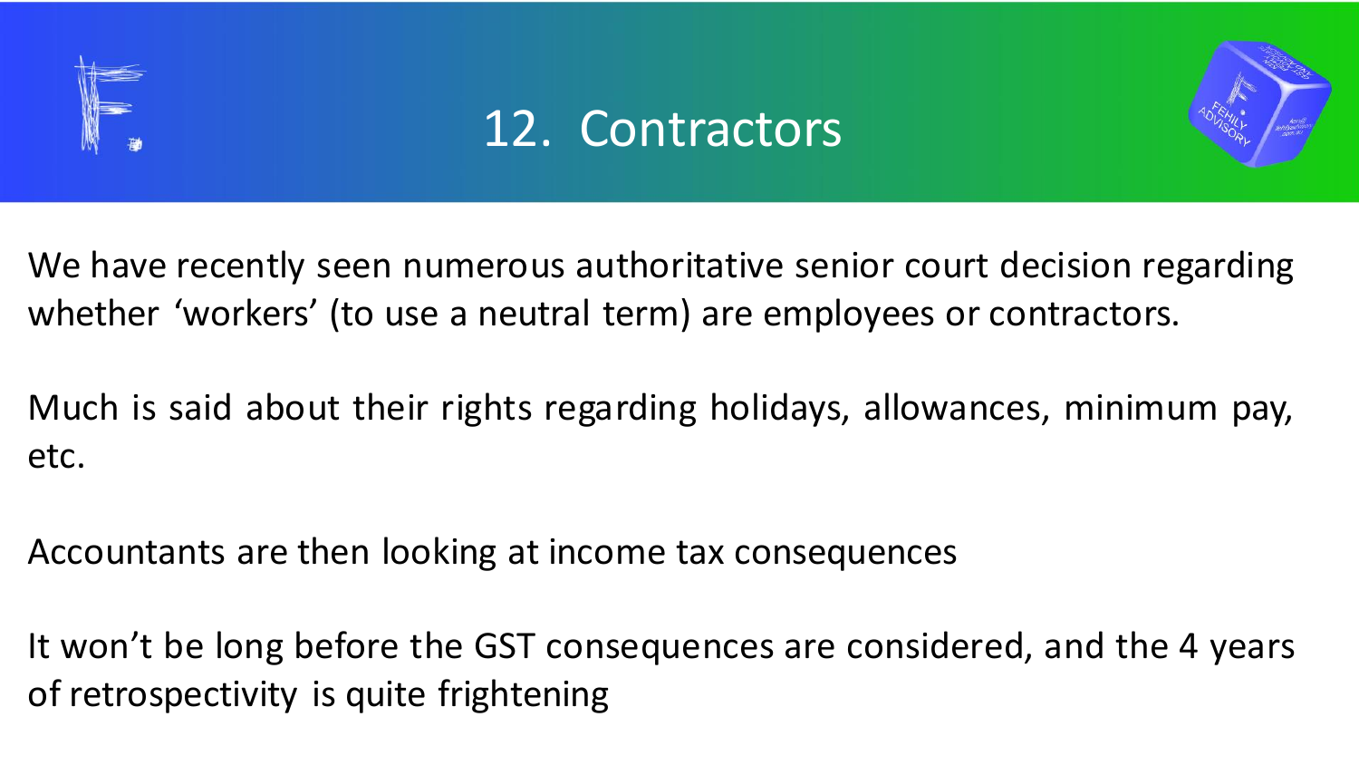# 12. Contractors

We have recently seen numerous authoritative senior court decision regarding whether 'workers' (to use a neutral term) are employees or contractors.

Much is said about their rights regarding holidays, allowances, minimum pay, etc.

Accountants are then looking at income tax consequences

It won't be long before the GST consequences are considered, and the 4 years of retrospectivity is quite frightening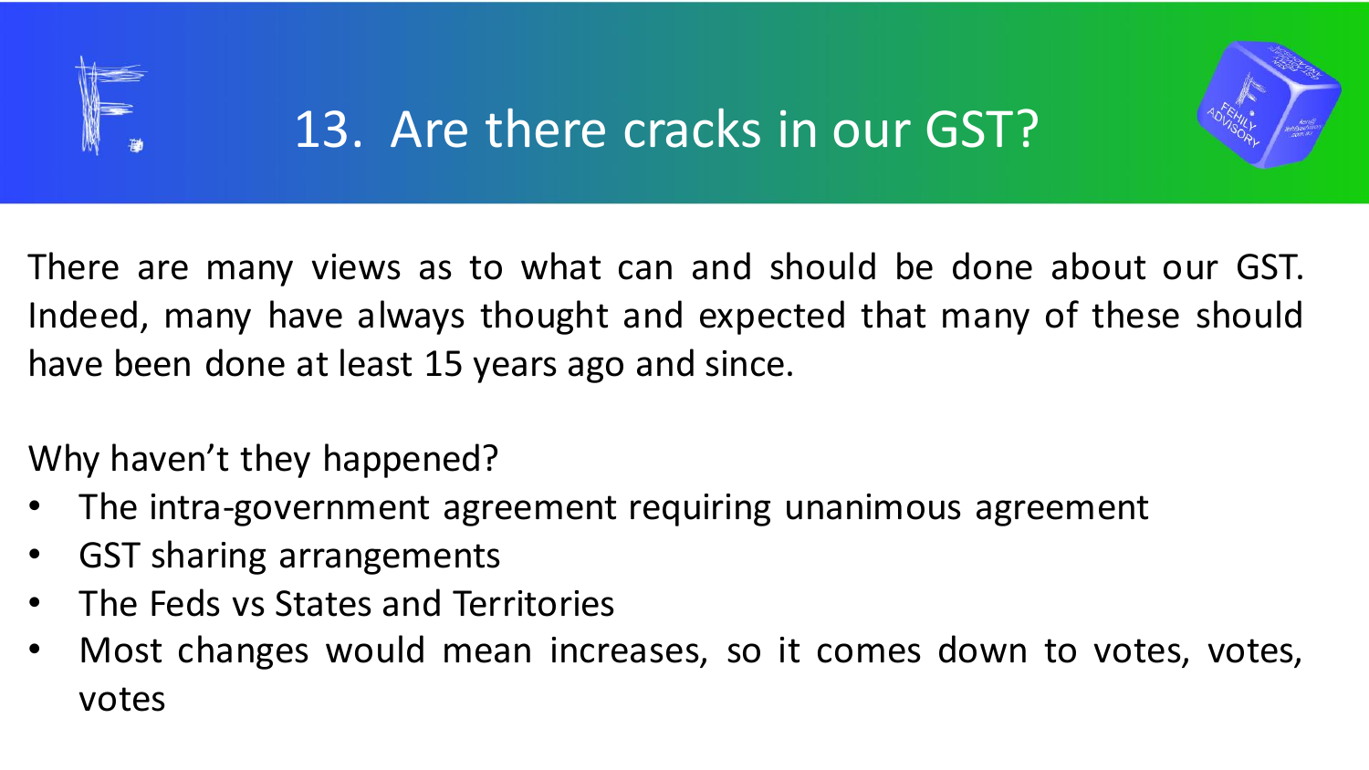# 13. Are there cracks in our GST?

There are many views as to what can and should be done about our GST. Indeed, many have always thought and expected that many of these should have been done at least 15 years ago and since.

Why haven't they happened?

- The intra-government agreement requiring unanimous agreement
- GST sharing arrangements
- The Feds vs States and Territories
- Most changes would mean increases, so it comes down to votes, votes, votes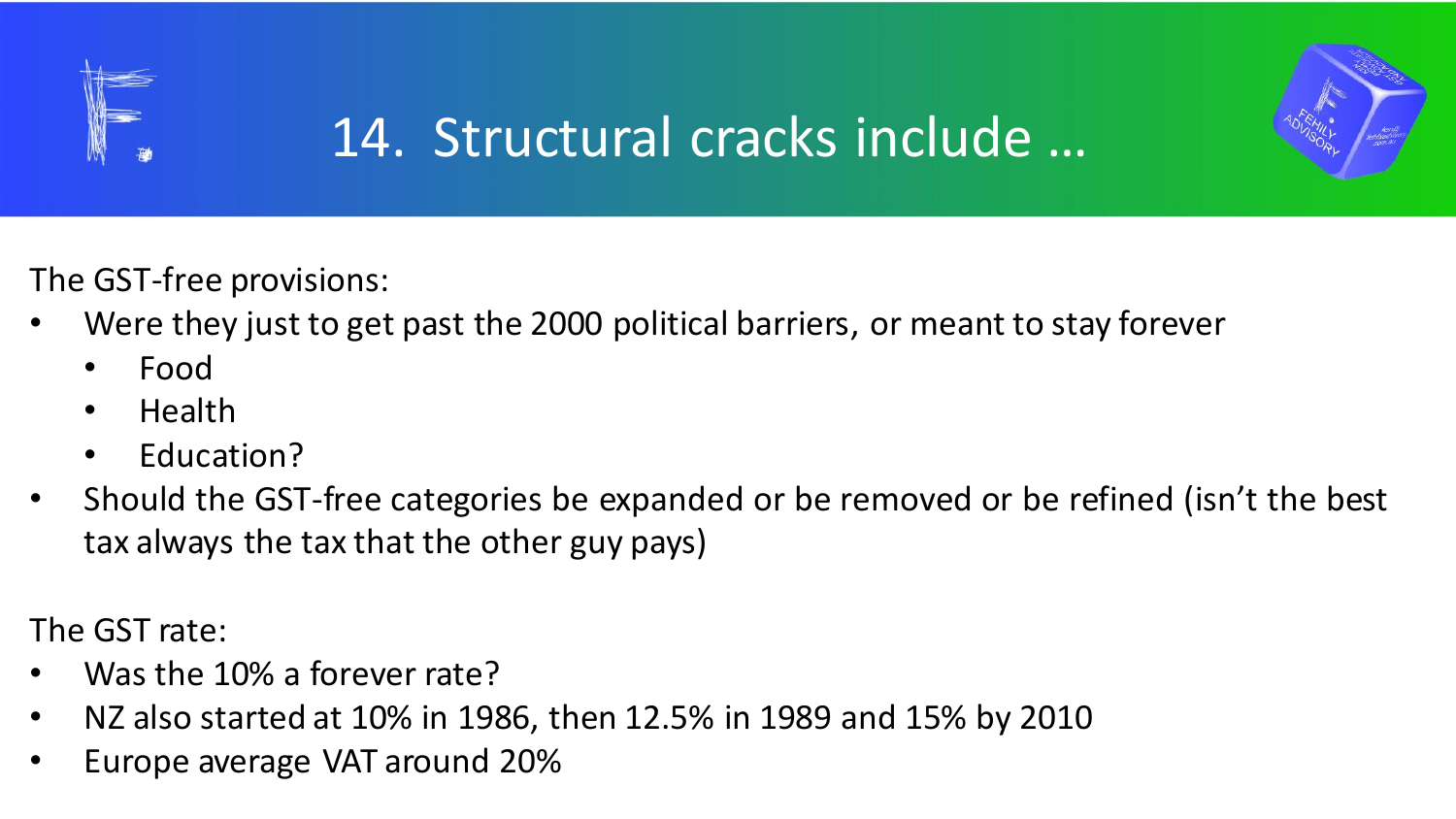# 14. Structural cracks include …

The GST-free provisions:

- Were they just to get past the 2000 political barriers, or meant to stay forever
  - Food
  - Health
  - Education?
- Should the GST-free categories be expanded or be removed or be refined (isn't the best tax always the tax that the other guy pays)

The GST rate:

- Was the 10% a forever rate?
- NZ also started at 10% in 1986, then 12.5% in 1989 and 15% by 2010
- Europe average VAT around 20%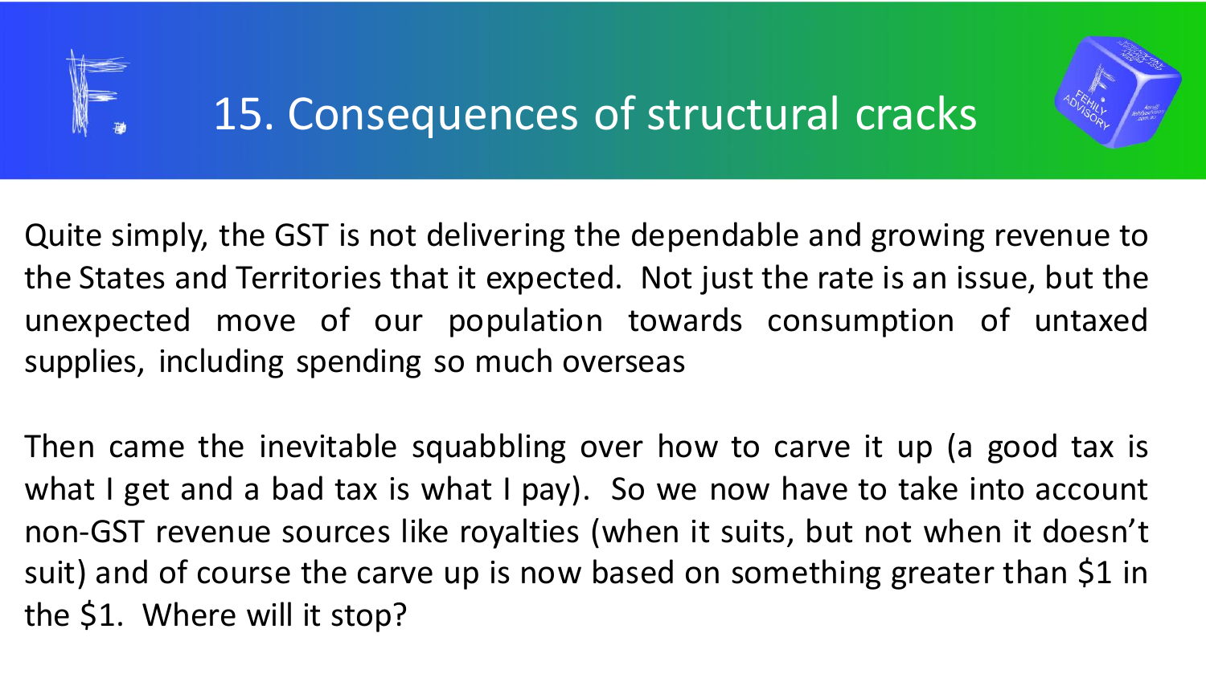# 15. Consequences of structural cracks

Quite simply, the GST is not delivering the dependable and growing revenue to the States and Territories that it expected. Not just the rate is an issue, but the unexpected move of our population towards consumption of untaxed supplies, including spending so much overseas

Then came the inevitable squabbling over how to carve it up (a good tax is what I get and a bad tax is what I pay). So we now have to take into account non-GST revenue sources like royalties (when it suits, but not when it doesn't suit) and of course the carve up is now based on something greater than $1 in the $1. Where will it stop?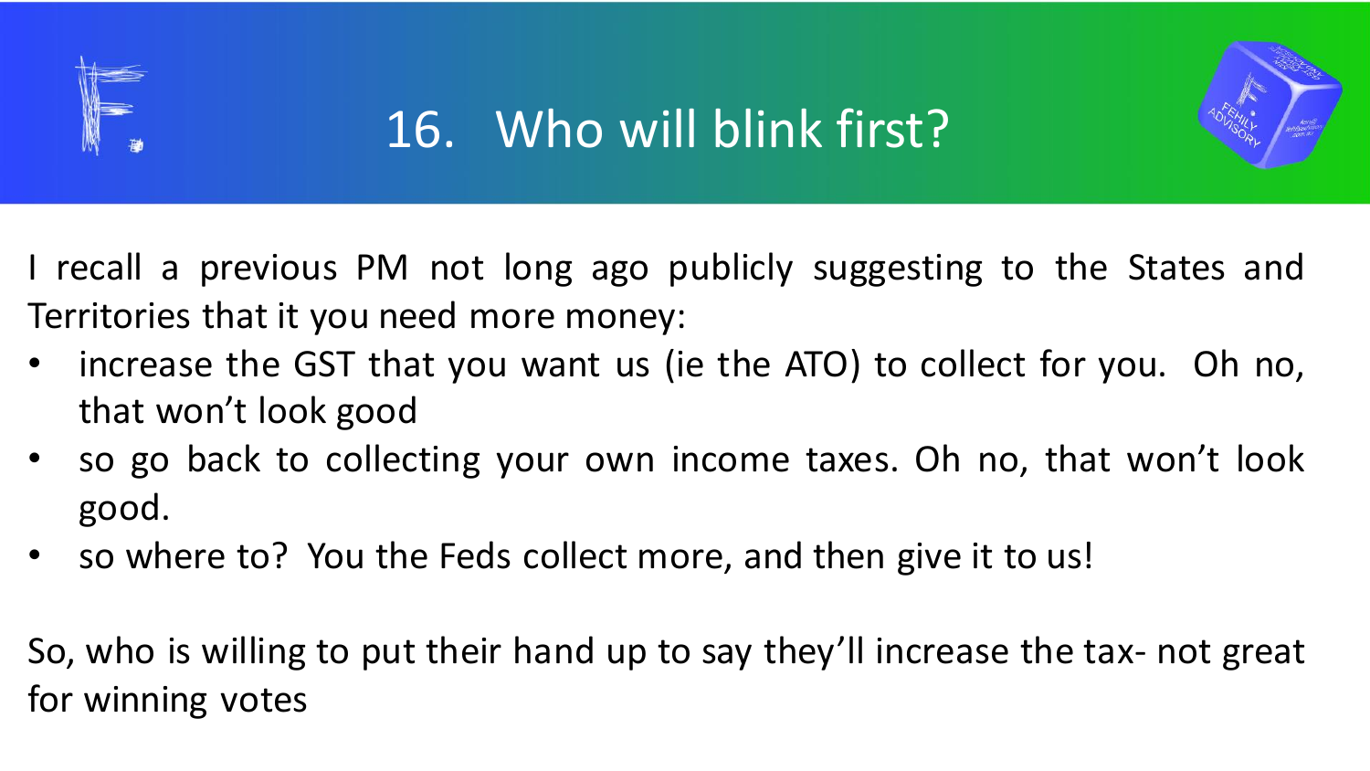# 16. Who will blink first?

I recall a previous PM not long ago publicly suggesting to the States and Territories that it you need more money:

- increase the GST that you want us (ie the ATO) to collect for you. Oh no, that won't look good
- so go back to collecting your own income taxes. Oh no, that won't look good.
- so where to? You the Feds collect more, and then give it to us!

So, who is willing to put their hand up to say they'll increase the tax- not great for winning votes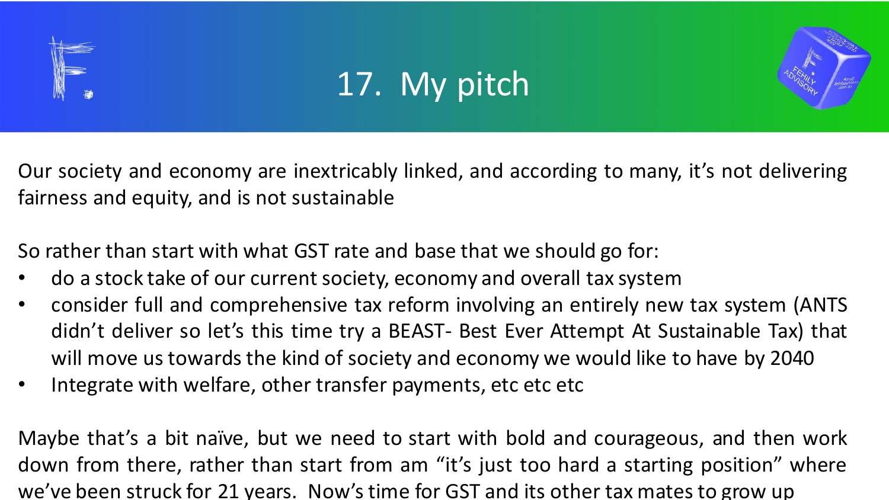# 17. My pitch

Our society and economy are inextricably linked, and according to many, it's not delivering fairness and equity, and is not sustainable

So rather than start with what GST rate and base that we should go for:

- do a stock take of our current society, economy and overall tax system
- consider full and comprehensive tax reform involving an entirely new tax system (ANTS didn't deliver so let's this time try a BEAST- Best Ever Attempt At Sustainable Tax) that will move us towards the kind of society and economy we would like to have by 2040
- Integrate with welfare, other transfer payments, etc etc etc

Maybe that's a bit naïve, but we need to start with bold and courageous, and then work down from there, rather than start from am "it's just too hard a starting position" where we've been struck for 21 years. Now's time for GST and its other tax mates to grow up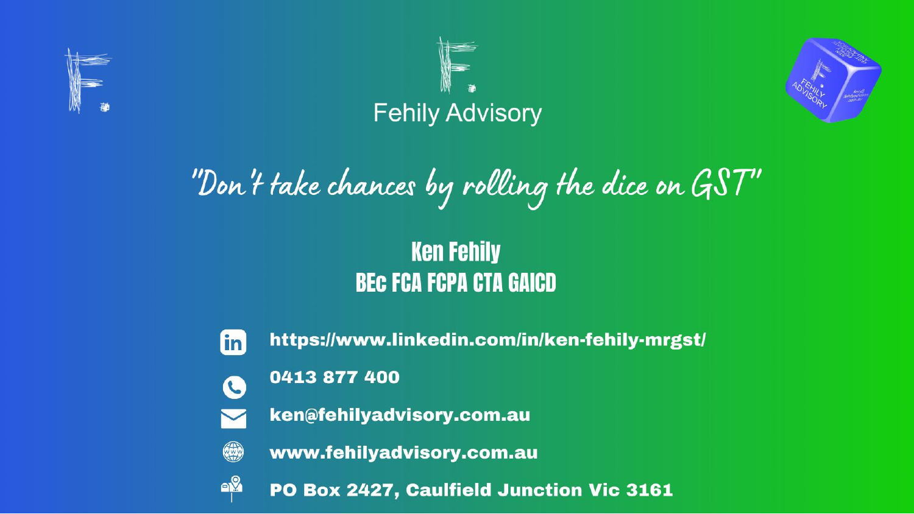Fehily Advisory

"Don't take chances by rolling the dice on GST"

**Ken Fehily**
**BEc FCA FCPA CTA GAICD**

**https://www.linkedin.com/in/ken-fehily-mrgst/**

**0413 877 400**

**ken@fehilyadvisory.com.au**

**www.fehilyadvisory.com.au**

**PO Box 2427, Caulfield Junction Vic 3161**